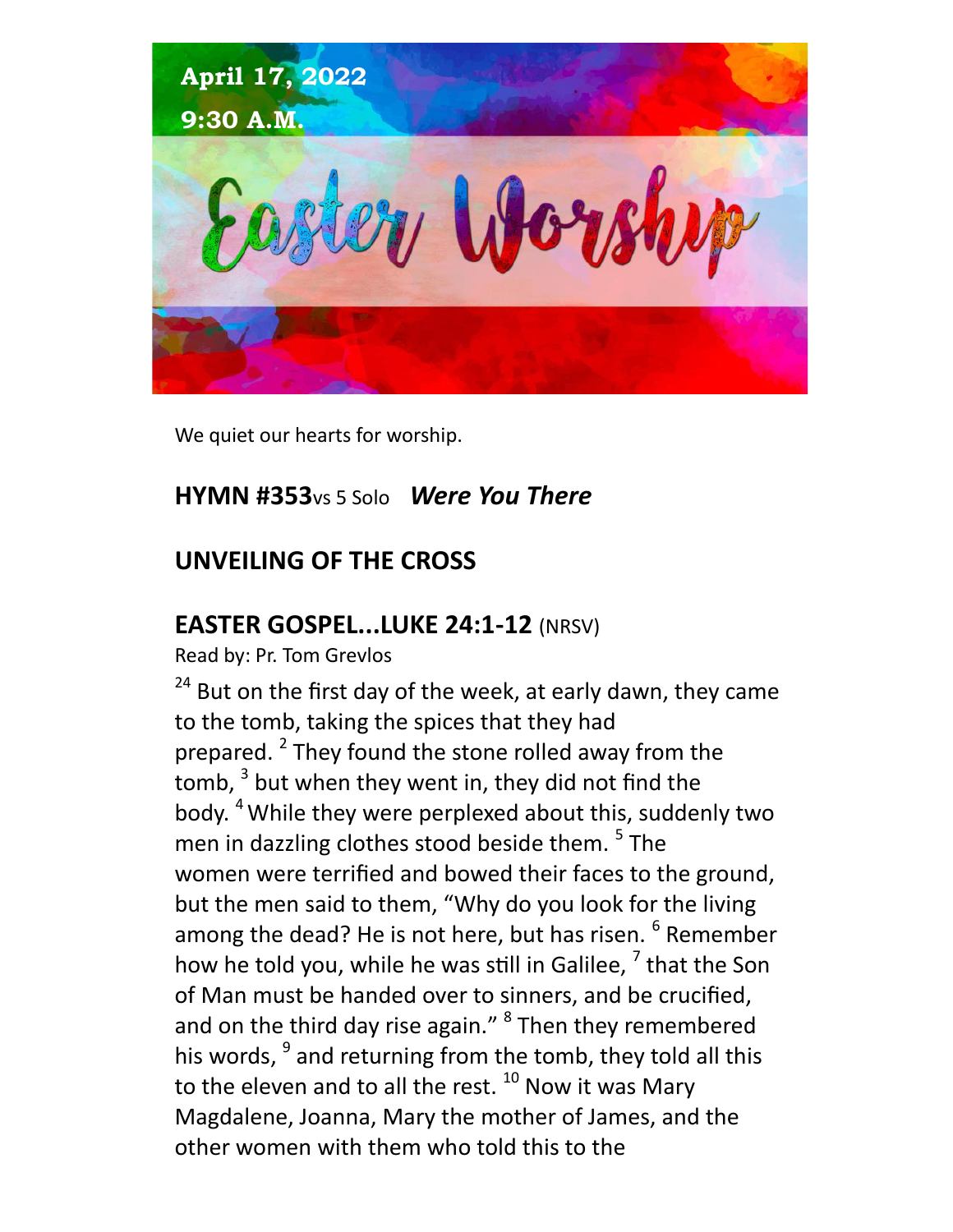**April 17, 2022**

**9:30 A.M.**

# Easter Worship

We quiet our hearts for worship.

## HYMN #353 vs 5 Solo *Were You There*

## UNVEILING OF THE CROSS

## EASTER GOSPEL...LUKE 24:1-12 (NRSV)

Read by: Pr. Tom Grevlos

[24] But on the first day of the week, at early dawn, they came to the tomb, taking the spices that they had prepared. [2] They found the stone rolled away from the tomb, [3] but when they went in, they did not find the body. [4] While they were perplexed about this, suddenly two men in dazzling clothes stood beside them. [5] The women were terrified and bowed their faces to the ground, but the men said to them, "Why do you look for the living among the dead? He is not here, but has risen. [6] Remember how he told you, while he was still in Galilee, [7] that the Son of Man must be handed over to sinners, and be crucified, and on the third day rise again." [8] Then they remembered his words, [9] and returning from the tomb, they told all this to the eleven and to all the rest. [10] Now it was Mary Magdalene, Joanna, Mary the mother of James, and the other women with them who told this to the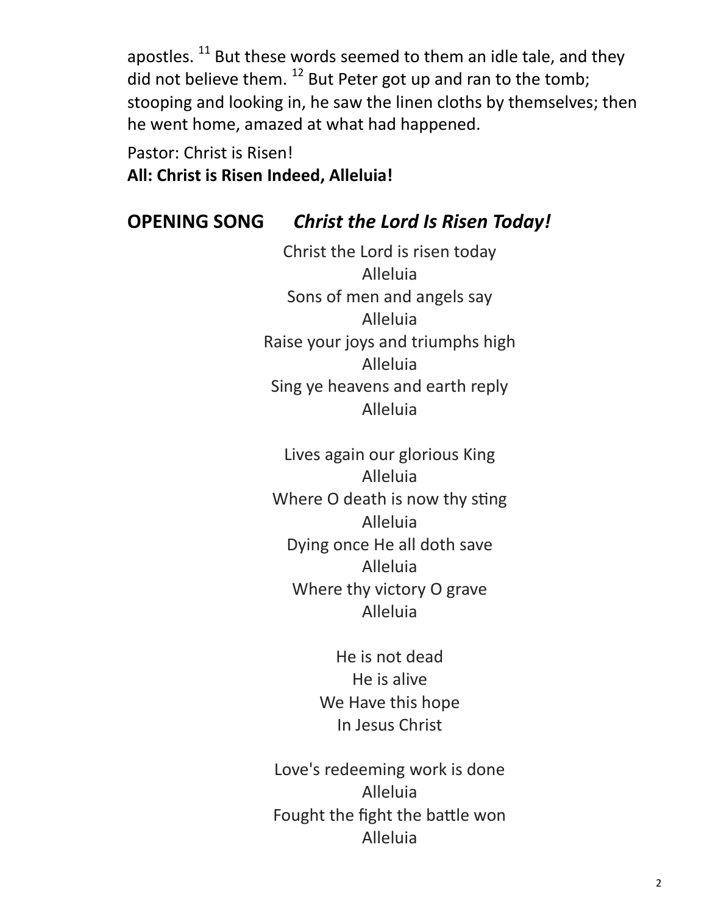apostles. [11] But these words seemed to them an idle tale, and they did not believe them. [12] But Peter got up and ran to the tomb; stooping and looking in, he saw the linen cloths by themselves; then he went home, amazed at what had happened.

Pastor: Christ is Risen!
**All: Christ is Risen Indeed, Alleluia!**

## OPENING SONG *Christ the Lord Is Risen Today!*

Christ the Lord is risen today
Alleluia
Sons of men and angels say
Alleluia
Raise your joys and triumphs high
Alleluia
Sing ye heavens and earth reply
Alleluia

Lives again our glorious King
Alleluia
Where O death is now thy sting
Alleluia
Dying once He all doth save
Alleluia
Where thy victory O grave
Alleluia

He is not dead
He is alive
We Have this hope
In Jesus Christ

Love's redeeming work is done
Alleluia
Fought the fight the battle won
Alleluia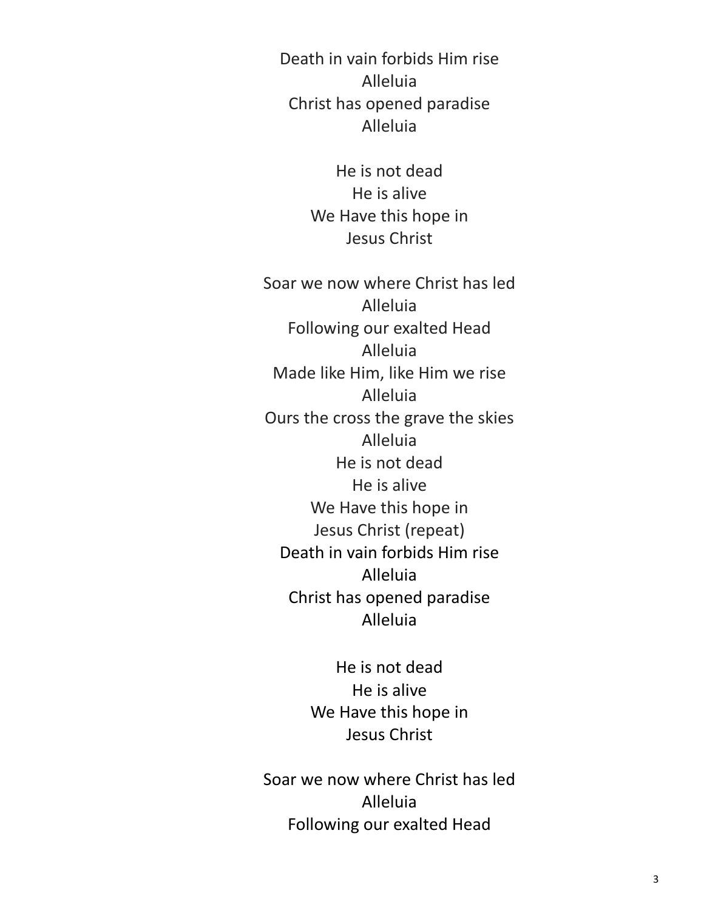Death in vain forbids Him rise  
Alleluia  
Christ has opened paradise  
Alleluia

He is not dead  
He is alive  
We Have this hope in  
Jesus Christ

Soar we now where Christ has led  
Alleluia  
Following our exalted Head  
Alleluia  
Made like Him, like Him we rise  
Alleluia  
Ours the cross the grave the skies  
Alleluia  
He is not dead  
He is alive  
We Have this hope in  
Jesus Christ (repeat)  
Death in vain forbids Him rise  
Alleluia  
Christ has opened paradise  
Alleluia

He is not dead  
He is alive  
We Have this hope in  
Jesus Christ

Soar we now where Christ has led  
Alleluia  
Following our exalted Head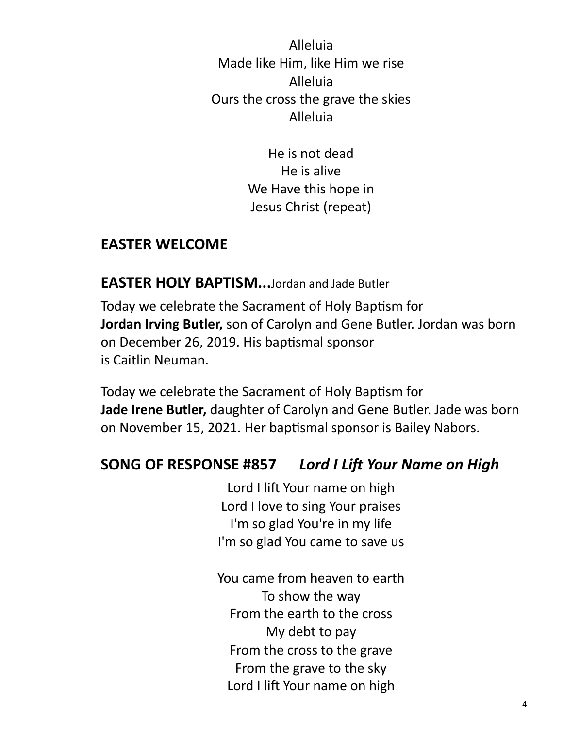Alleluia
Made like Him, like Him we rise
Alleluia
Ours the cross the grave the skies
Alleluia

He is not dead
He is alive
We Have this hope in
Jesus Christ (repeat)

## EASTER WELCOME

## EASTER HOLY BAPTISM...Jordan and Jade Butler

Today we celebrate the Sacrament of Holy Baptism for **Jordan Irving Butler,** son of Carolyn and Gene Butler. Jordan was born on December 26, 2019. His baptismal sponsor is Caitlin Neuman.

Today we celebrate the Sacrament of Holy Baptism for **Jade Irene Butler,** daughter of Carolyn and Gene Butler. Jade was born on November 15, 2021. Her baptismal sponsor is Bailey Nabors.

## SONG OF RESPONSE #857 *Lord I Lift Your Name on High*

Lord I lift Your name on high
Lord I love to sing Your praises
I'm so glad You're in my life
I'm so glad You came to save us

You came from heaven to earth
To show the way
From the earth to the cross
My debt to pay
From the cross to the grave
From the grave to the sky
Lord I lift Your name on high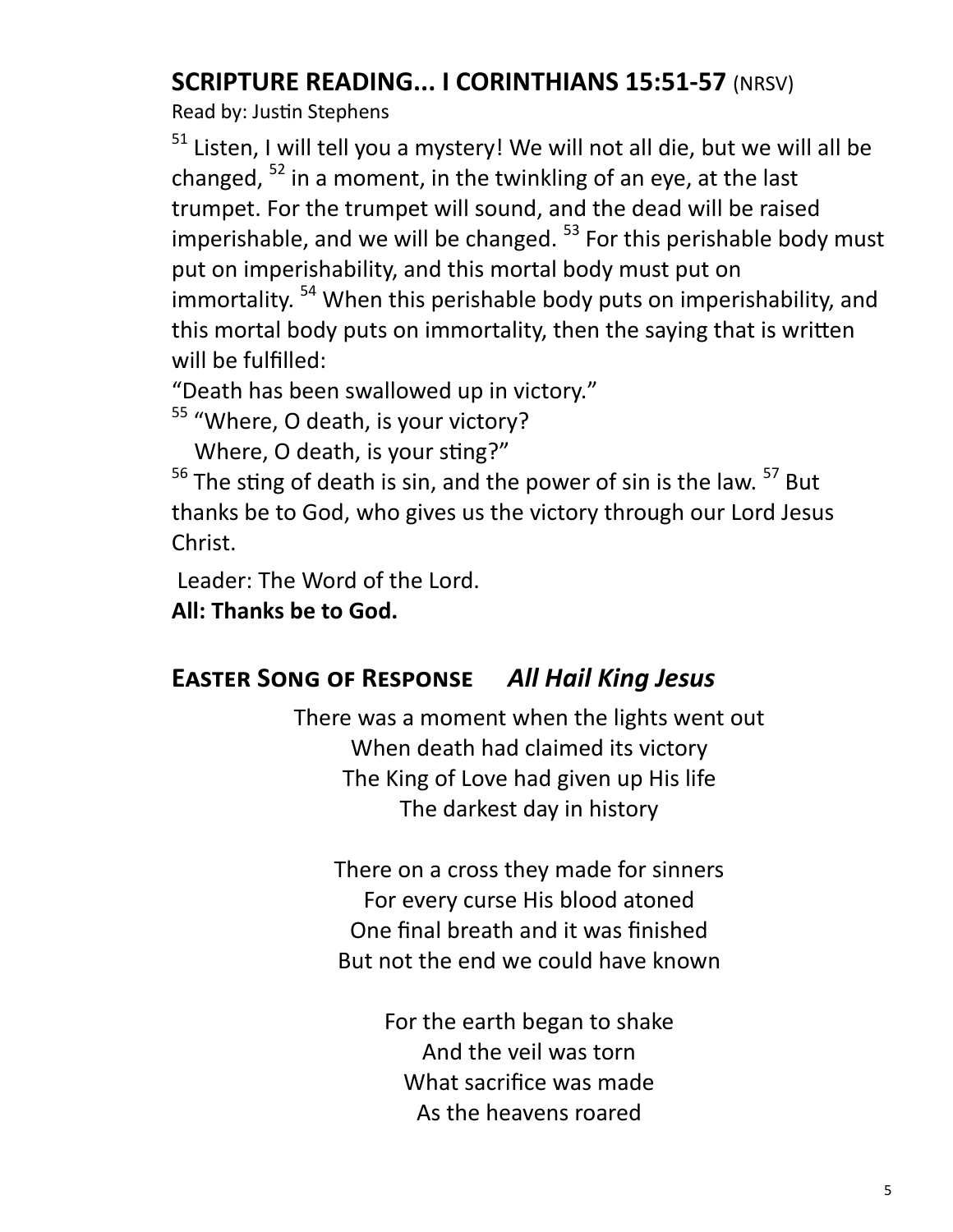## SCRIPTURE READING... I CORINTHIANS 15:51-57 (NRSV)

Read by: Justin Stephens

[51] Listen, I will tell you a mystery! We will not all die, but we will all be changed, [52] in a moment, in the twinkling of an eye, at the last trumpet. For the trumpet will sound, and the dead will be raised imperishable, and we will be changed. [53] For this perishable body must put on imperishability, and this mortal body must put on immortality. [54] When this perishable body puts on imperishability, and this mortal body puts on immortality, then the saying that is written will be fulfilled:

"Death has been swallowed up in victory."

[55] "Where, O death, is your victory?
Where, O death, is your sting?"

[56] The sting of death is sin, and the power of sin is the law. [57] But thanks be to God, who gives us the victory through our Lord Jesus Christ.

Leader: The Word of the Lord.
**All: Thanks be to God.**

## EASTER SONG OF RESPONSE *All Hail King Jesus*

There was a moment when the lights went out
When death had claimed its victory
The King of Love had given up His life
The darkest day in history

There on a cross they made for sinners
For every curse His blood atoned
One final breath and it was finished
But not the end we could have known

For the earth began to shake
And the veil was torn
What sacrifice was made
As the heavens roared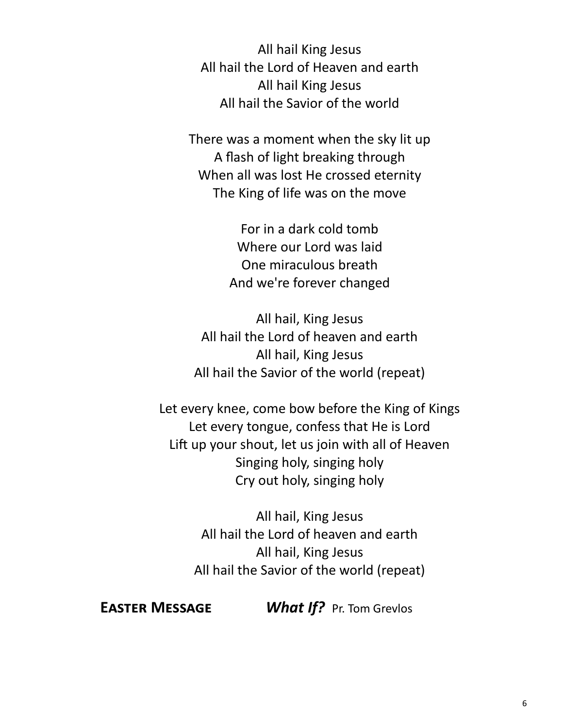All hail King Jesus  
All hail the Lord of Heaven and earth  
All hail King Jesus  
All hail the Savior of the world

There was a moment when the sky lit up  
A flash of light breaking through  
When all was lost He crossed eternity  
The King of life was on the move

For in a dark cold tomb  
Where our Lord was laid  
One miraculous breath  
And we're forever changed

All hail, King Jesus  
All hail the Lord of heaven and earth  
All hail, King Jesus  
All hail the Savior of the world (repeat)

Let every knee, come bow before the King of Kings  
Let every tongue, confess that He is Lord  
Lift up your shout, let us join with all of Heaven  
Singing holy, singing holy  
Cry out holy, singing holy

All hail, King Jesus  
All hail the Lord of heaven and earth  
All hail, King Jesus  
All hail the Savior of the world (repeat)

**Easter Message** ***What If?*** Pr. Tom Grevlos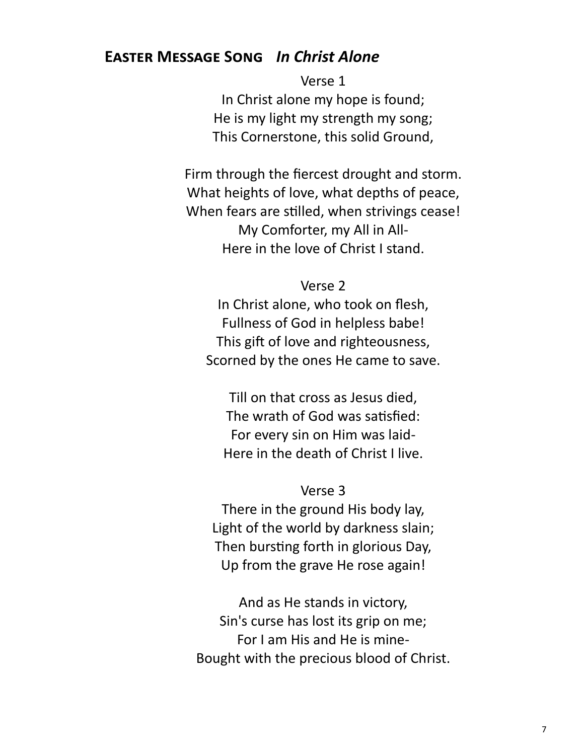## **Easter Message Song** *In Christ Alone*

Verse 1

In Christ alone my hope is found;  
He is my light my strength my song;  
This Cornerstone, this solid Ground,

Firm through the fiercest drought and storm.  
What heights of love, what depths of peace,  
When fears are stilled, when strivings cease!  
My Comforter, my All in All-  
Here in the love of Christ I stand.

Verse 2

In Christ alone, who took on flesh,  
Fullness of God in helpless babe!  
This gift of love and righteousness,  
Scorned by the ones He came to save.

Till on that cross as Jesus died,  
The wrath of God was satisfied:  
For every sin on Him was laid-  
Here in the death of Christ I live.

Verse 3

There in the ground His body lay,  
Light of the world by darkness slain;  
Then bursting forth in glorious Day,  
Up from the grave He rose again!

And as He stands in victory,  
Sin's curse has lost its grip on me;  
For I am His and He is mine-  
Bought with the precious blood of Christ.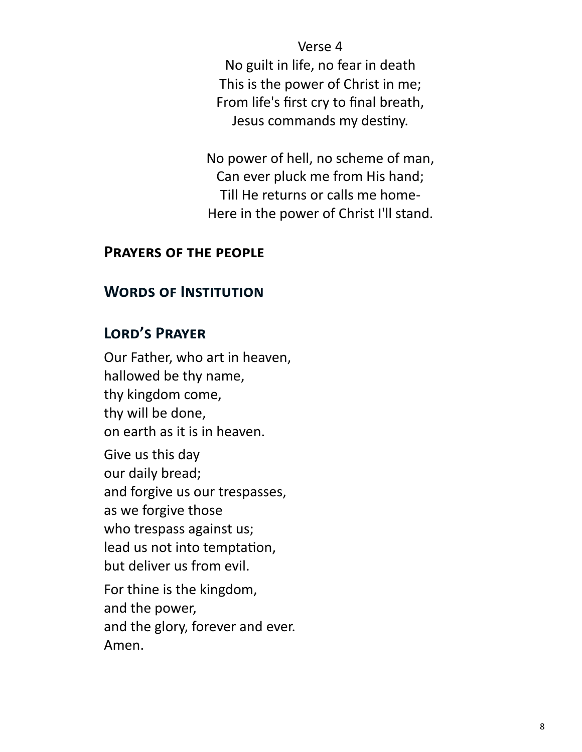Verse 4

No guilt in life, no fear in death
This is the power of Christ in me;
From life's first cry to final breath,
Jesus commands my destiny.

No power of hell, no scheme of man,
Can ever pluck me from His hand;
Till He returns or calls me home-
Here in the power of Christ I'll stand.

## Prayers of the people

## Words of Institution

## Lord's Prayer

Our Father, who art in heaven,
hallowed be thy name,
thy kingdom come,
thy will be done,
on earth as it is in heaven.

Give us this day
our daily bread;
and forgive us our trespasses,
as we forgive those
who trespass against us;
lead us not into temptation,
but deliver us from evil.

For thine is the kingdom,
and the power,
and the glory, forever and ever.
Amen.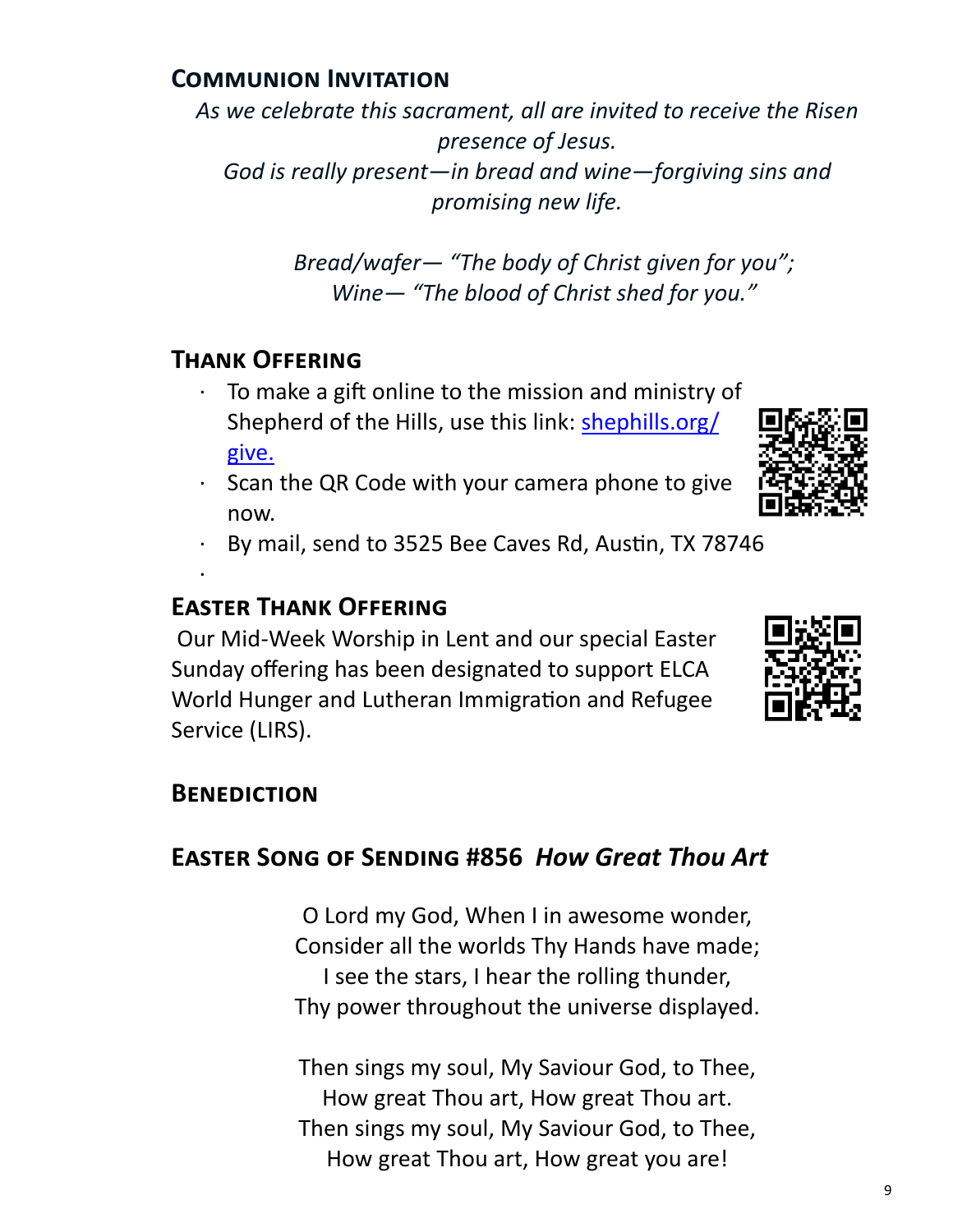## Communion Invitation

*As we celebrate this sacrament, all are invited to receive the Risen presence of Jesus.*
*God is really present—in bread and wine—forgiving sins and promising new life.*

*Bread/wafer— "The body of Christ given for you";*
*Wine— "The blood of Christ shed for you."*

## Thank Offering

- To make a gift online to the mission and ministry of Shepherd of the Hills, use this link: [shephills.org/give.](shephills.org/give)
- Scan the QR Code with your camera phone to give now.
- By mail, send to 3525 Bee Caves Rd, Austin, TX 78746

## Easter Thank Offering

Our Mid-Week Worship in Lent and our special Easter Sunday offering has been designated to support ELCA World Hunger and Lutheran Immigration and Refugee Service (LIRS).

## Benediction

## Easter Song of Sending #856 *How Great Thou Art*

O Lord my God, When I in awesome wonder,
Consider all the worlds Thy Hands have made;
I see the stars, I hear the rolling thunder,
Thy power throughout the universe displayed.

Then sings my soul, My Saviour God, to Thee,
How great Thou art, How great Thou art.
Then sings my soul, My Saviour God, to Thee,
How great Thou art, How great you are!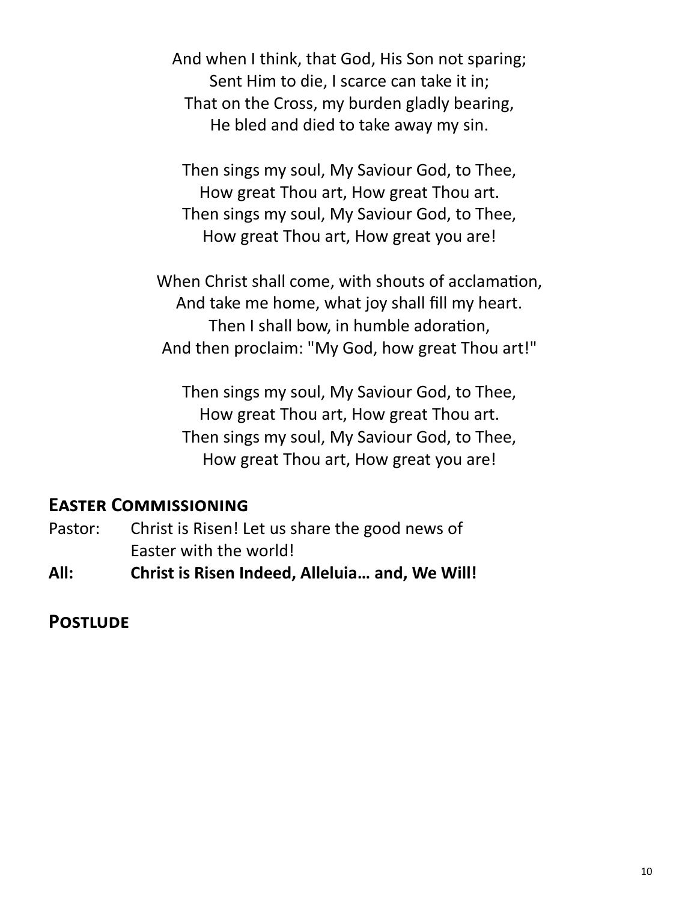And when I think, that God, His Son not sparing;
Sent Him to die, I scarce can take it in;
That on the Cross, my burden gladly bearing,
He bled and died to take away my sin.

Then sings my soul, My Saviour God, to Thee,
How great Thou art, How great Thou art.
Then sings my soul, My Saviour God, to Thee,
How great Thou art, How great you are!

When Christ shall come, with shouts of acclamation,
And take me home, what joy shall fill my heart.
Then I shall bow, in humble adoration,
And then proclaim: "My God, how great Thou art!"

Then sings my soul, My Saviour God, to Thee,
How great Thou art, How great Thou art.
Then sings my soul, My Saviour God, to Thee,
How great Thou art, How great you are!

## Easter Commissioning

Pastor: Christ is Risen! Let us share the good news of Easter with the world!

**All: Christ is Risen Indeed, Alleluia… and, We Will!**

## Postlude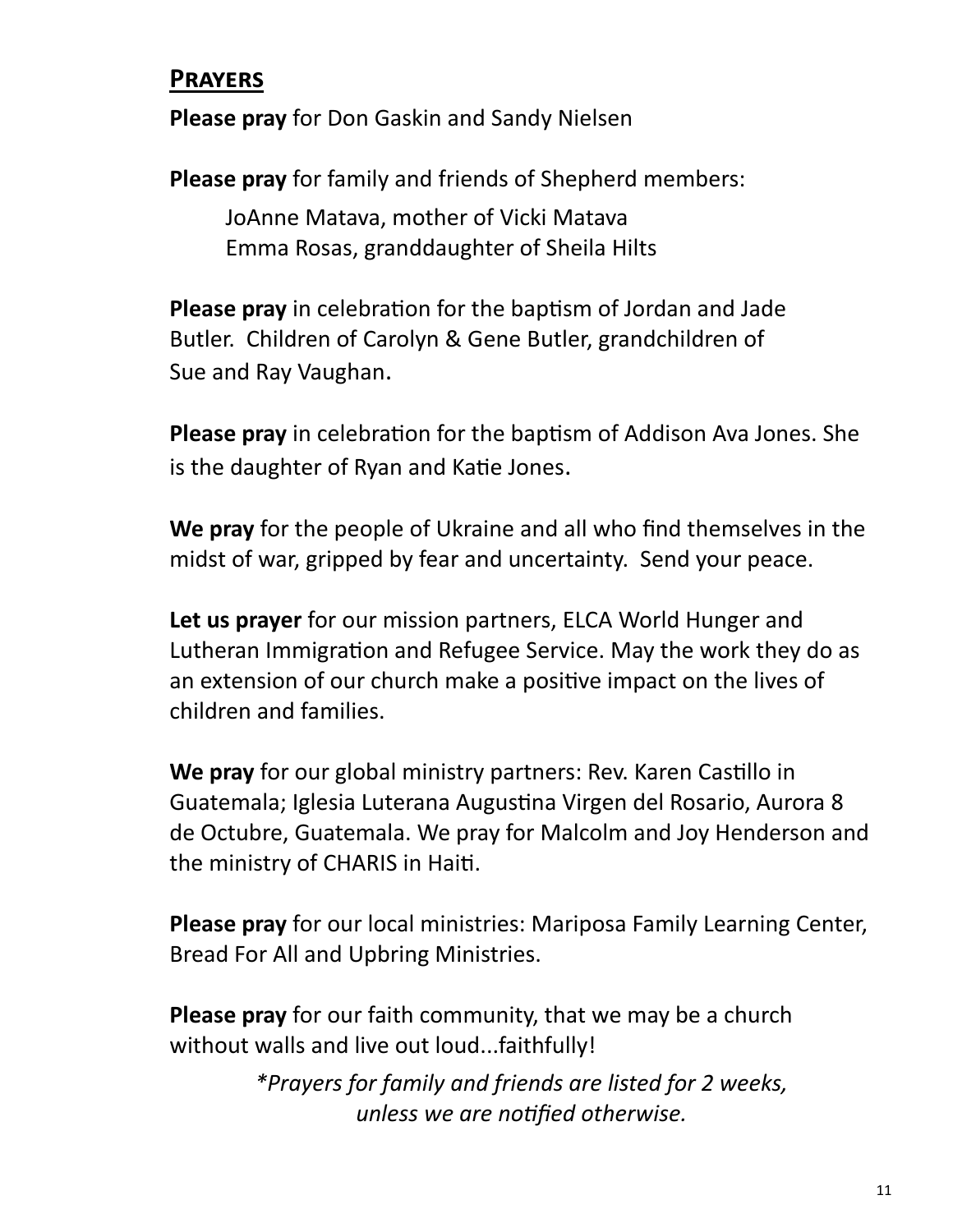## Prayers

**Please pray** for Don Gaskin and Sandy Nielsen

**Please pray** for family and friends of Shepherd members:

JoAnne Matava, mother of Vicki Matava
Emma Rosas, granddaughter of Sheila Hilts

**Please pray** in celebration for the baptism of Jordan and Jade Butler. Children of Carolyn & Gene Butler, grandchildren of Sue and Ray Vaughan.

**Please pray** in celebration for the baptism of Addison Ava Jones. She is the daughter of Ryan and Katie Jones.

**We pray** for the people of Ukraine and all who find themselves in the midst of war, gripped by fear and uncertainty. Send your peace.

**Let us prayer** for our mission partners, ELCA World Hunger and Lutheran Immigration and Refugee Service. May the work they do as an extension of our church make a positive impact on the lives of children and families.

**We pray** for our global ministry partners: Rev. Karen Castillo in Guatemala; Iglesia Luterana Augustina Virgen del Rosario, Aurora 8 de Octubre, Guatemala. We pray for Malcolm and Joy Henderson and the ministry of CHARIS in Haiti.

**Please pray** for our local ministries: Mariposa Family Learning Center, Bread For All and Upbring Ministries.

**Please pray** for our faith community, that we may be a church without walls and live out loud...faithfully!

*\*Prayers for family and friends are listed for 2 weeks, unless we are notified otherwise.*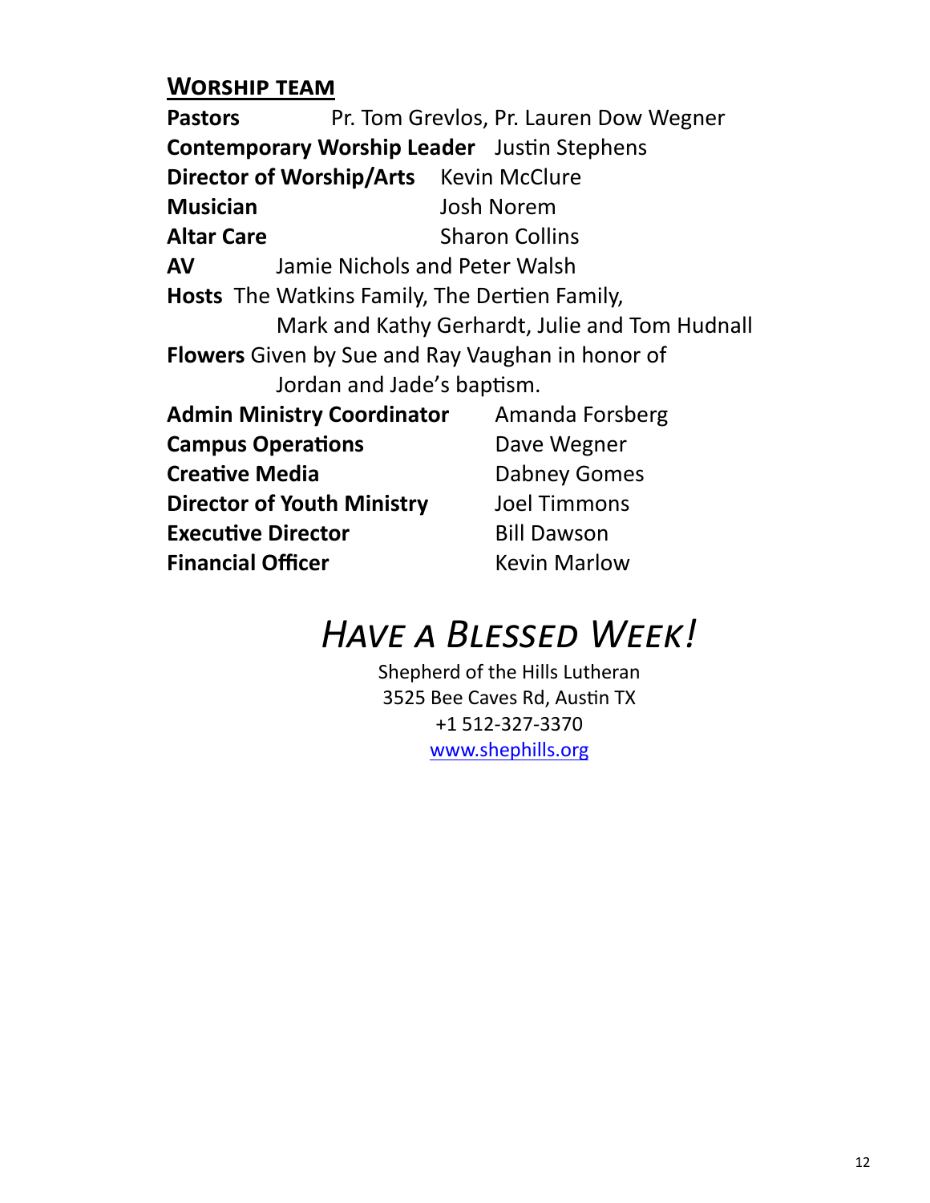## Worship team

**Pastors** Pr. Tom Grevlos, Pr. Lauren Dow Wegner

**Contemporary Worship Leader** Justin Stephens

**Director of Worship/Arts** Kevin McClure

**Musician** Josh Norem

**Altar Care** Sharon Collins

**AV** Jamie Nichols and Peter Walsh

**Hosts** The Watkins Family, The Dertien Family, Mark and Kathy Gerhardt, Julie and Tom Hudnall

**Flowers** Given by Sue and Ray Vaughan in honor of Jordan and Jade's baptism.

**Admin Ministry Coordinator** Amanda Forsberg

**Campus Operations** Dave Wegner

**Creative Media** Dabney Gomes

**Director of Youth Ministry** Joel Timmons

**Executive Director** Bill Dawson

**Financial Officer** Kevin Marlow

# *Have a Blessed Week!*

Shepherd of the Hills Lutheran
3525 Bee Caves Rd, Austin TX
+1 512-327-3370
www.shephills.org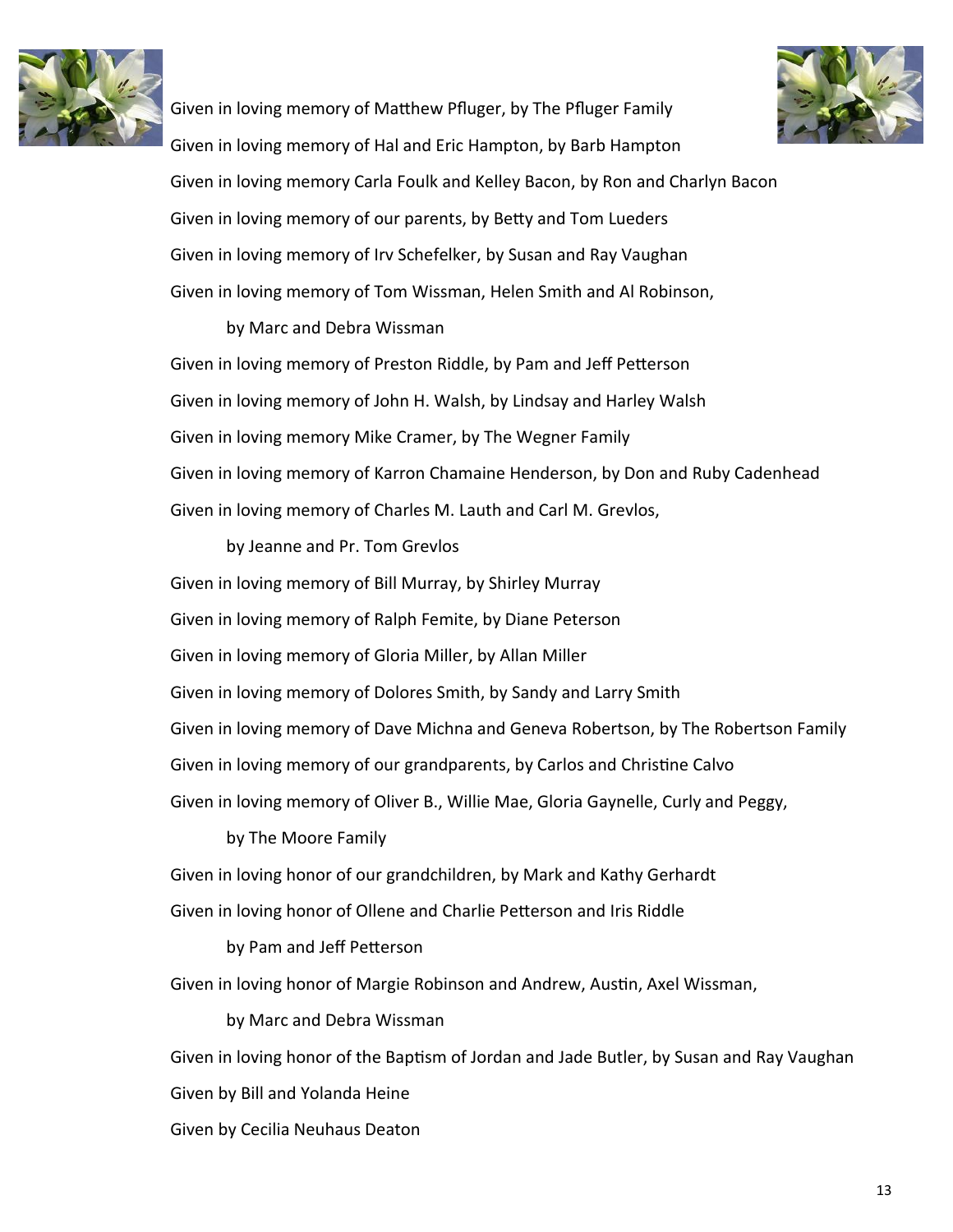Given in loving memory of Matthew Pfluger, by The Pfluger Family

Given in loving memory of Hal and Eric Hampton, by Barb Hampton

Given in loving memory Carla Foulk and Kelley Bacon, by Ron and Charlyn Bacon

Given in loving memory of our parents, by Betty and Tom Lueders

Given in loving memory of Irv Schefelker, by Susan and Ray Vaughan

Given in loving memory of Tom Wissman, Helen Smith and Al Robinson,
by Marc and Debra Wissman

Given in loving memory of Preston Riddle, by Pam and Jeff Petterson

Given in loving memory of John H. Walsh, by Lindsay and Harley Walsh

Given in loving memory Mike Cramer, by The Wegner Family

Given in loving memory of Karron Chamaine Henderson, by Don and Ruby Cadenhead

Given in loving memory of Charles M. Lauth and Carl M. Grevlos,
by Jeanne and Pr. Tom Grevlos

Given in loving memory of Bill Murray, by Shirley Murray

Given in loving memory of Ralph Femite, by Diane Peterson

Given in loving memory of Gloria Miller, by Allan Miller

Given in loving memory of Dolores Smith, by Sandy and Larry Smith

Given in loving memory of Dave Michna and Geneva Robertson, by The Robertson Family

Given in loving memory of our grandparents, by Carlos and Christine Calvo

Given in loving memory of Oliver B., Willie Mae, Gloria Gaynelle, Curly and Peggy,
by The Moore Family

Given in loving honor of our grandchildren, by Mark and Kathy Gerhardt

Given in loving honor of Ollene and Charlie Petterson and Iris Riddle
by Pam and Jeff Petterson

Given in loving honor of Margie Robinson and Andrew, Austin, Axel Wissman,
by Marc and Debra Wissman

Given in loving honor of the Baptism of Jordan and Jade Butler, by Susan and Ray Vaughan

Given by Bill and Yolanda Heine

Given by Cecilia Neuhaus Deaton